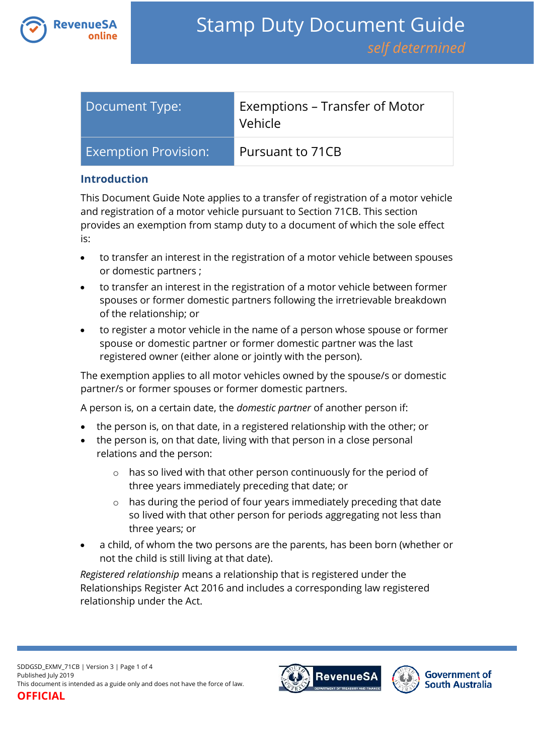# Stamp Duty Document Guide

*self determined*

| Document Type: | Exemptions – Transfer of Motor Vehicle |
|---|---|
| Exemption Provision: | Pursuant to 71CB |

## Introduction

This Document Guide Note applies to a transfer of registration of a motor vehicle and registration of a motor vehicle pursuant to Section 71CB. This section provides an exemption from stamp duty to a document of which the sole effect is:

- to transfer an interest in the registration of a motor vehicle between spouses or domestic partners ;
- to transfer an interest in the registration of a motor vehicle between former spouses or former domestic partners following the irretrievable breakdown of the relationship; or
- to register a motor vehicle in the name of a person whose spouse or former spouse or domestic partner or former domestic partner was the last registered owner (either alone or jointly with the person).

The exemption applies to all motor vehicles owned by the spouse/s or domestic partner/s or former spouses or former domestic partners.

A person is, on a certain date, the *domestic partner* of another person if:

- the person is, on that date, in a registered relationship with the other; or
- the person is, on that date, living with that person in a close personal relations and the person:
  - has so lived with that other person continuously for the period of three years immediately preceding that date; or
  - has during the period of four years immediately preceding that date so lived with that other person for periods aggregating not less than three years; or
- a child, of whom the two persons are the parents, has been born (whether or not the child is still living at that date).

*Registered relationship* means a relationship that is registered under the Relationships Register Act 2016 and includes a corresponding law registered relationship under the Act.

SDDGSD_EXMV_71CB | Version 3
Published July 2019
This document is intended as a guide only and does not have the force of law.
**OFFICIAL**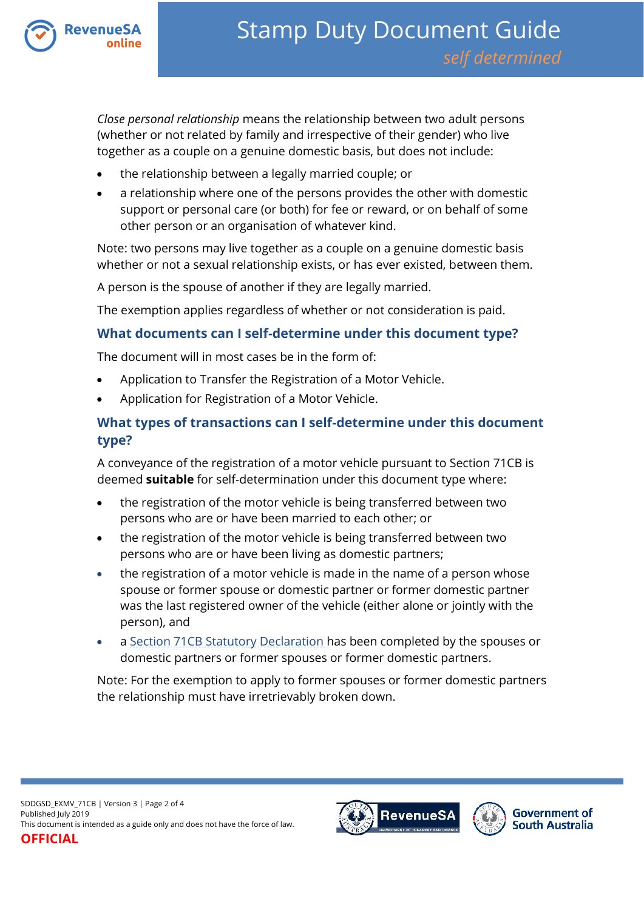*Close personal relationship* means the relationship between two adult persons (whether or not related by family and irrespective of their gender) who live together as a couple on a genuine domestic basis, but does not include:

- the relationship between a legally married couple; or
- a relationship where one of the persons provides the other with domestic support or personal care (or both) for fee or reward, or on behalf of some other person or an organisation of whatever kind.

Note: two persons may live together as a couple on a genuine domestic basis whether or not a sexual relationship exists, or has ever existed, between them.

A person is the spouse of another if they are legally married.

The exemption applies regardless of whether or not consideration is paid.

## What documents can I self-determine under this document type?

The document will in most cases be in the form of:

- Application to Transfer the Registration of a Motor Vehicle.
- Application for Registration of a Motor Vehicle.

## What types of transactions can I self-determine under this document type?

A conveyance of the registration of a motor vehicle pursuant to Section 71CB is deemed **suitable** for self-determination under this document type where:

- the registration of the motor vehicle is being transferred between two persons who are or have been married to each other; or
- the registration of the motor vehicle is being transferred between two persons who are or have been living as domestic partners;
- the registration of a motor vehicle is made in the name of a person whose spouse or former spouse or domestic partner or former domestic partner was the last registered owner of the vehicle (either alone or jointly with the person), and
- a Section 71CB Statutory Declaration has been completed by the spouses or domestic partners or former spouses or former domestic partners.

Note: For the exemption to apply to former spouses or former domestic partners the relationship must have irretrievably broken down.

SDDGSD_EXMV_71CB | Version 3 | Page 2 of 4
Published July 2019
This document is intended as a guide only and does not have the force of law.
**OFFICIAL**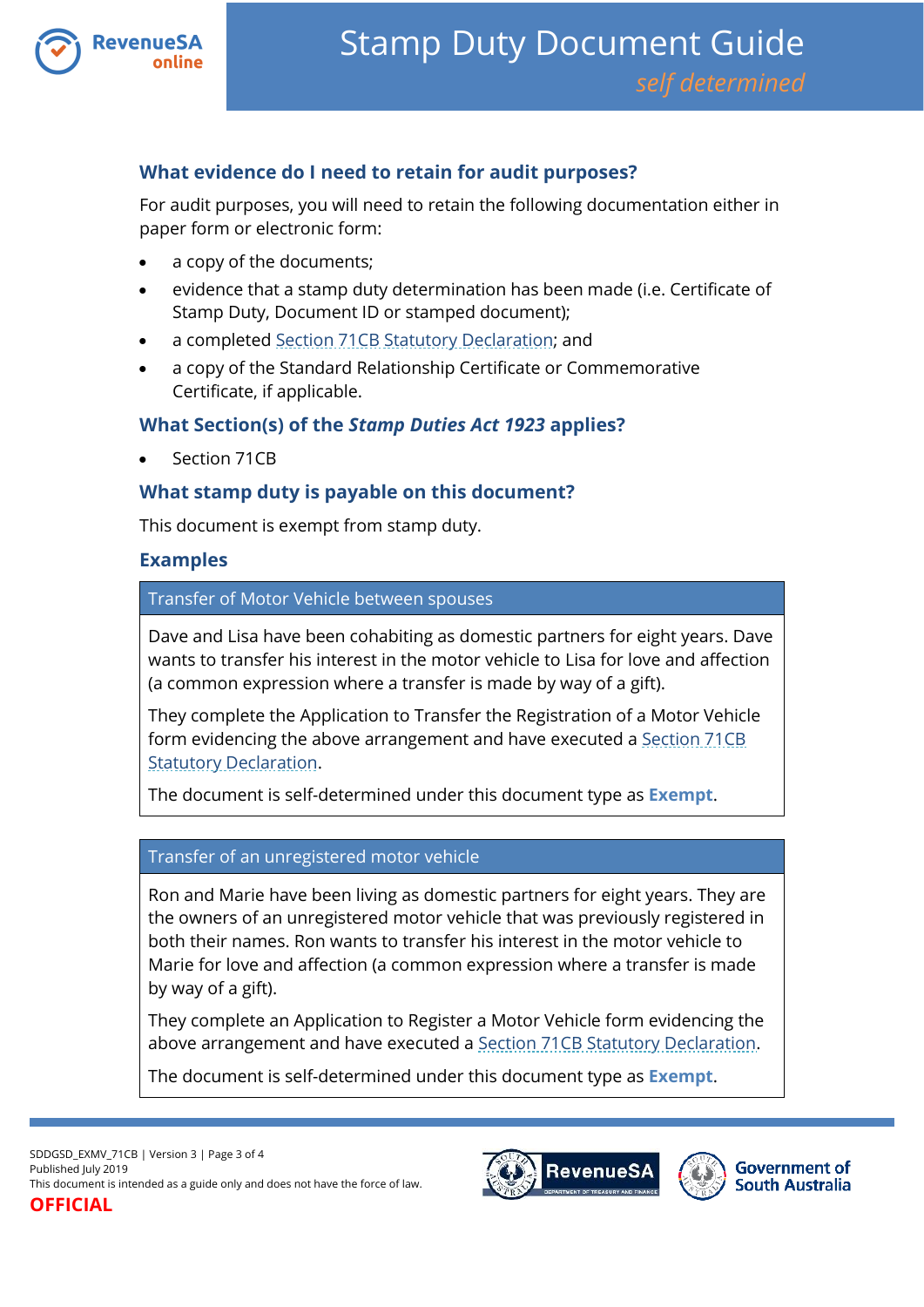## What evidence do I need to retain for audit purposes?

For audit purposes, you will need to retain the following documentation either in paper form or electronic form:

- a copy of the documents;
- evidence that a stamp duty determination has been made (i.e. Certificate of Stamp Duty, Document ID or stamped document);
- a completed Section 71CB Statutory Declaration; and
- a copy of the Standard Relationship Certificate or Commemorative Certificate, if applicable.

## What Section(s) of the *Stamp Duties Act 1923* applies?

- Section 71CB

## What stamp duty is payable on this document?

This document is exempt from stamp duty.

## Examples

### Transfer of Motor Vehicle between spouses

Dave and Lisa have been cohabiting as domestic partners for eight years. Dave wants to transfer his interest in the motor vehicle to Lisa for love and affection (a common expression where a transfer is made by way of a gift).

They complete the Application to Transfer the Registration of a Motor Vehicle form evidencing the above arrangement and have executed a Section 71CB Statutory Declaration.

The document is self-determined under this document type as **Exempt**.

### Transfer of an unregistered motor vehicle

Ron and Marie have been living as domestic partners for eight years. They are the owners of an unregistered motor vehicle that was previously registered in both their names. Ron wants to transfer his interest in the motor vehicle to Marie for love and affection (a common expression where a transfer is made by way of a gift).

They complete an Application to Register a Motor Vehicle form evidencing the above arrangement and have executed a Section 71CB Statutory Declaration.

The document is self-determined under this document type as **Exempt**.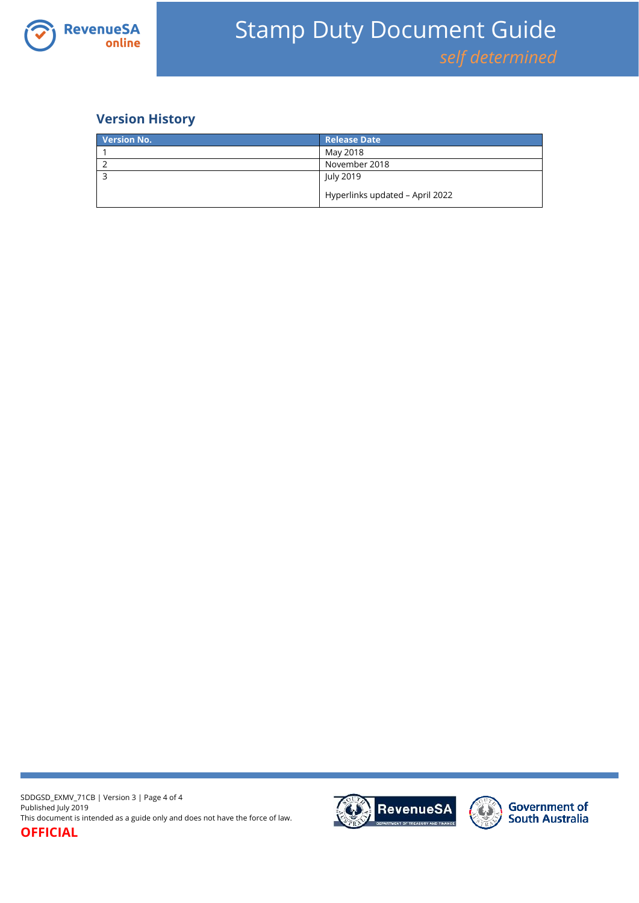## Version History

| Version No. | Release Date |
|---|---|
| 1 | May 2018 |
| 2 | November 2018 |
| 3 | July 2019<br><br>Hyperlinks updated – April 2022 |